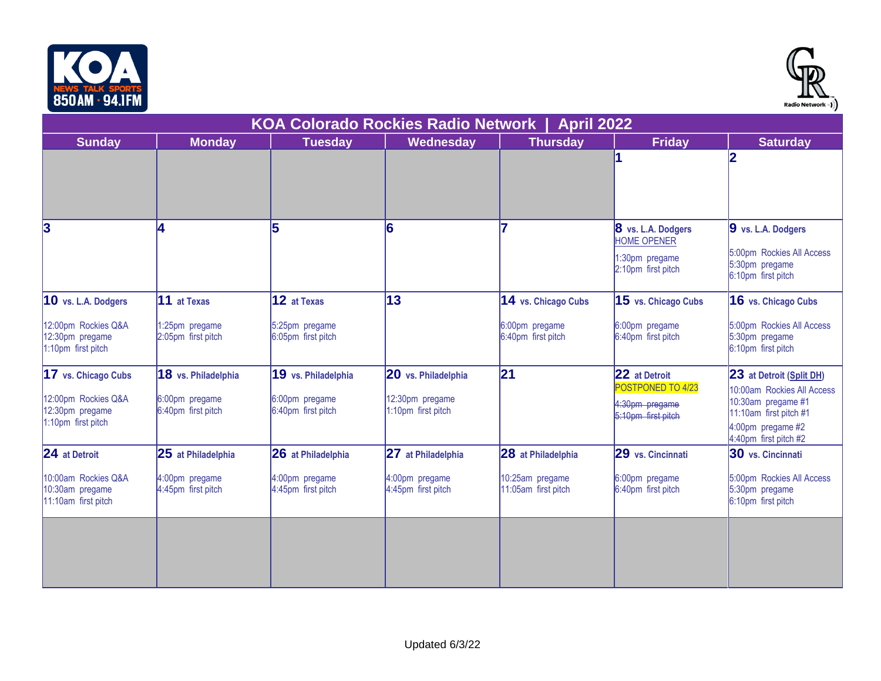# KOA Colorado Rockies Radio Network | April 2022

| Sunday | Monday | Tuesday | Wednesday | Thursday | Friday | Saturday |
|---|---|---|---|---|---|---|
| | | | | | **1** | **2** |
| **3** | **4** | **5** | **6** | **7** | **8 vs. L.A. Dodgers** HOME OPENER<br>1:30pm pregame<br>2:10pm first pitch | **9 vs. L.A. Dodgers**<br>5:00pm Rockies All Access<br>5:30pm pregame<br>6:10pm first pitch |
| **10 vs. L.A. Dodgers**<br>12:00pm Rockies Q&A<br>12:30pm pregame<br>1:10pm first pitch | **11 at Texas**<br>1:25pm pregame<br>2:05pm first pitch | **12 at Texas**<br>5:25pm pregame<br>6:05pm first pitch | **13** | **14 vs. Chicago Cubs**<br>6:00pm pregame<br>6:40pm first pitch | **15 vs. Chicago Cubs**<br>6:00pm pregame<br>6:40pm first pitch | **16 vs. Chicago Cubs**<br>5:00pm Rockies All Access<br>5:30pm pregame<br>6:10pm first pitch |
| **17 vs. Chicago Cubs**<br>12:00pm Rockies Q&A<br>12:30pm pregame<br>1:10pm first pitch | **18 vs. Philadelphia**<br>6:00pm pregame<br>6:40pm first pitch | **19 vs. Philadelphia**<br>6:00pm pregame<br>6:40pm first pitch | **20 vs. Philadelphia**<br>12:30pm pregame<br>1:10pm first pitch | **21** | **22 at Detroit**<br>POSTPONED TO 4/23<br>~~4:30pm pregame~~<br>~~5:10pm first pitch~~ | **23 at Detroit (Split DH)**<br>10:00am Rockies All Access<br>10:30am pregame #1<br>11:10am first pitch #1<br>4:00pm pregame #2<br>4:40pm first pitch #2 |
| **24 at Detroit**<br>10:00am Rockies Q&A<br>10:30am pregame<br>11:10am first pitch | **25 at Philadelphia**<br>4:00pm pregame<br>4:45pm first pitch | **26 at Philadelphia**<br>4:00pm pregame<br>4:45pm first pitch | **27 at Philadelphia**<br>4:00pm pregame<br>4:45pm first pitch | **28 at Philadelphia**<br>10:25am pregame<br>11:05am first pitch | **29 vs. Cincinnati**<br>6:00pm pregame<br>6:40pm first pitch | **30 vs. Cincinnati**<br>5:00pm Rockies All Access<br>5:30pm pregame<br>6:10pm first pitch |
| | | | | | | |

Updated 6/3/22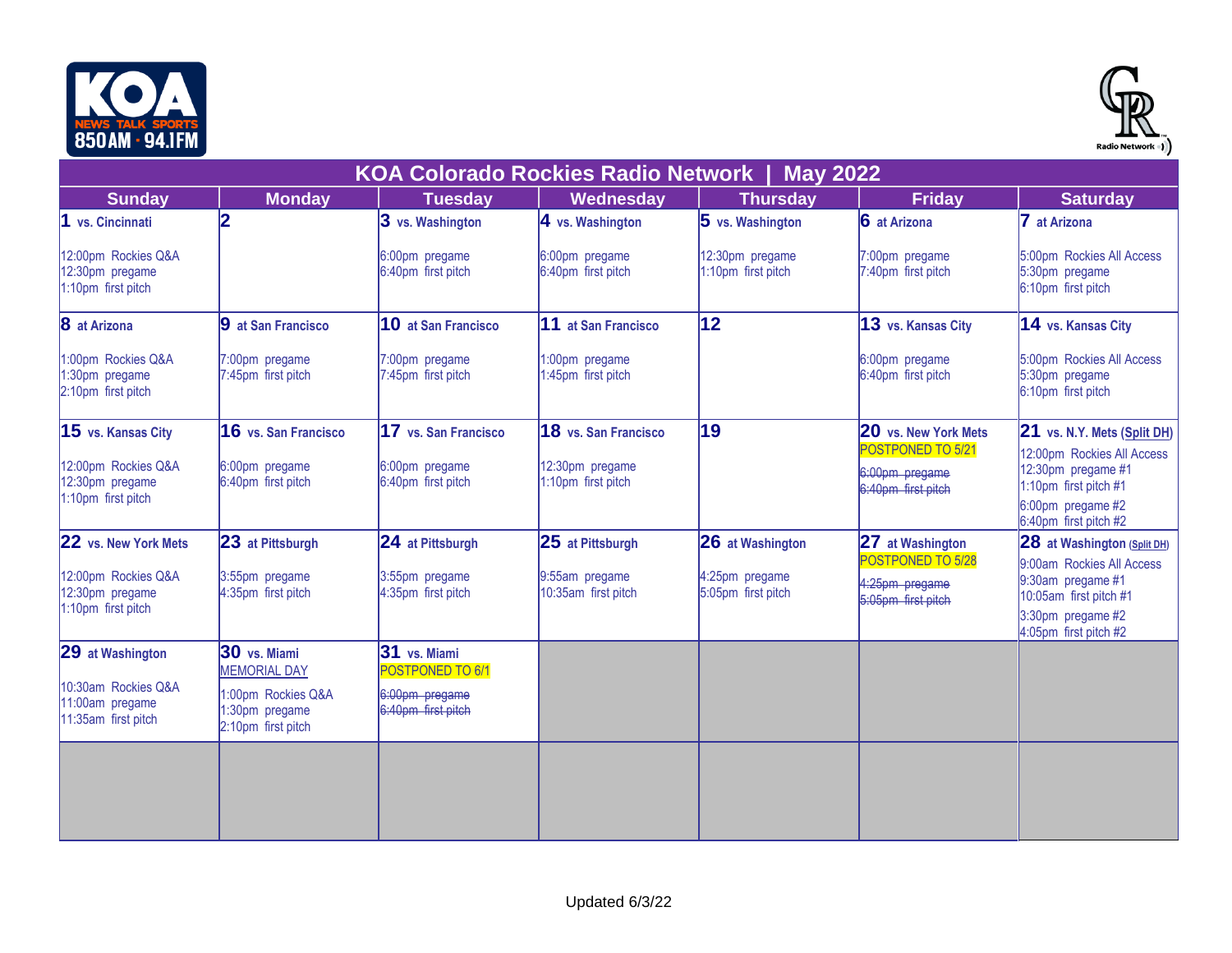# KOA Colorado Rockies Radio Network | May 2022

| Sunday | Monday | Tuesday | Wednesday | Thursday | Friday | Saturday |
|---|---|---|---|---|---|---|
| **1 vs. Cincinnati**<br>12:00pm Rockies Q&A<br>12:30pm pregame<br>1:10pm first pitch | **2** | **3 vs. Washington**<br>6:00pm pregame<br>6:40pm first pitch | **4 vs. Washington**<br>6:00pm pregame<br>6:40pm first pitch | **5 vs. Washington**<br>12:30pm pregame<br>1:10pm first pitch | **6 at Arizona**<br>7:00pm pregame<br>7:40pm first pitch | **7 at Arizona**<br>5:00pm Rockies All Access<br>5:30pm pregame<br>6:10pm first pitch |
| **8 at Arizona**<br>1:00pm Rockies Q&A<br>1:30pm pregame<br>2:10pm first pitch | **9 at San Francisco**<br>7:00pm pregame<br>7:45pm first pitch | **10 at San Francisco**<br>7:00pm pregame<br>7:45pm first pitch | **11 at San Francisco**<br>1:00pm pregame<br>1:45pm first pitch | **12** | **13 vs. Kansas City**<br>6:00pm pregame<br>6:40pm first pitch | **14 vs. Kansas City**<br>5:00pm Rockies All Access<br>5:30pm pregame<br>6:10pm first pitch |
| **15 vs. Kansas City**<br>12:00pm Rockies Q&A<br>12:30pm pregame<br>1:10pm first pitch | **16 vs. San Francisco**<br>6:00pm pregame<br>6:40pm first pitch | **17 vs. San Francisco**<br>6:00pm pregame<br>6:40pm first pitch | **18 vs. San Francisco**<br>12:30pm pregame<br>1:10pm first pitch | **19** | **20 vs. New York Mets**<br>POSTPONED TO 5/21<br>~~6:00pm pregame~~<br>~~6:40pm first pitch~~ | **21 vs. N.Y. Mets (Split DH)**<br>12:00pm Rockies All Access<br>12:30pm pregame #1<br>1:10pm first pitch #1<br>6:00pm pregame #2<br>6:40pm first pitch #2 |
| **22 vs. New York Mets**<br>12:00pm Rockies Q&A<br>12:30pm pregame<br>1:10pm first pitch | **23 at Pittsburgh**<br>3:55pm pregame<br>4:35pm first pitch | **24 at Pittsburgh**<br>3:55pm pregame<br>4:35pm first pitch | **25 at Pittsburgh**<br>9:55am pregame<br>10:35am first pitch | **26 at Washington**<br>4:25pm pregame<br>5:05pm first pitch | **27 at Washington**<br>POSTPONED TO 5/28<br>~~4:25pm pregame~~<br>~~5:05pm first pitch~~ | **28 at Washington (Split DH)**<br>9:00am Rockies All Access<br>9:30am pregame #1<br>10:05am first pitch #1<br>3:30pm pregame #2<br>4:05pm first pitch #2 |
| **29 at Washington**<br>10:30am Rockies Q&A<br>11:00am pregame<br>11:35am first pitch | **30 vs. Miami**<br>MEMORIAL DAY<br>1:00pm Rockies Q&A<br>1:30pm pregame<br>2:10pm first pitch | **31 vs. Miami**<br>POSTPONED TO 6/1<br>~~6:00pm pregame~~<br>~~6:40pm first pitch~~ | | | | |

Updated 6/3/22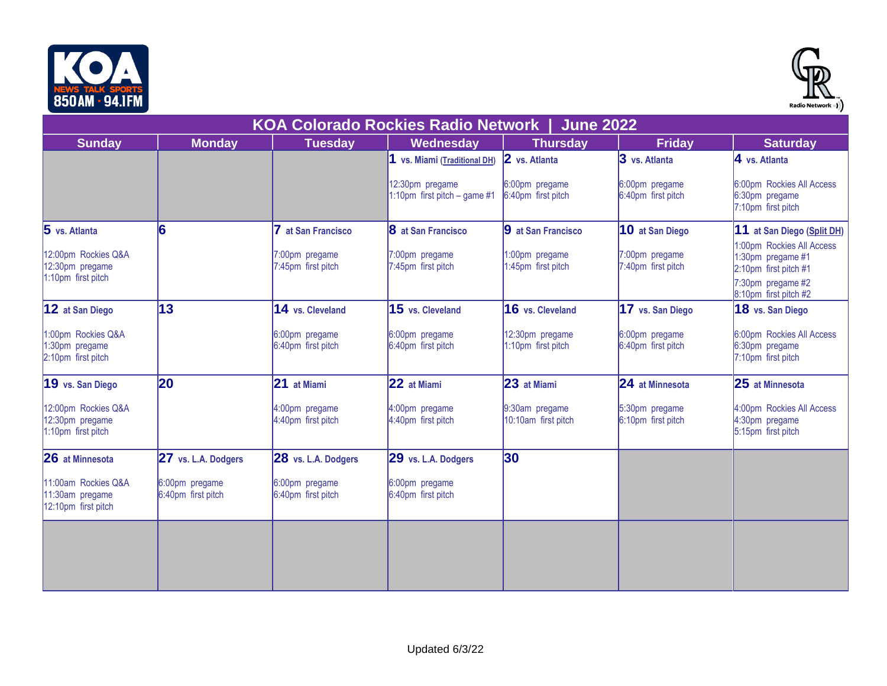# KOA Colorado Rockies Radio Network | June 2022

| Sunday | Monday | Tuesday | Wednesday | Thursday | Friday | Saturday |
|---|---|---|---|---|---|---|
| | | | **1 vs. Miami (Traditional DH)**<br>12:30pm pregame<br>1:10pm first pitch – game #1 | **2 vs. Atlanta**<br>6:00pm pregame<br>6:40pm first pitch | **3 vs. Atlanta**<br>6:00pm pregame<br>6:40pm first pitch | **4 vs. Atlanta**<br>6:00pm Rockies All Access<br>6:30pm pregame<br>7:10pm first pitch |
| **5 vs. Atlanta**<br>12:00pm Rockies Q&A<br>12:30pm pregame<br>1:10pm first pitch | **6** | **7 at San Francisco**<br>7:00pm pregame<br>7:45pm first pitch | **8 at San Francisco**<br>7:00pm pregame<br>7:45pm first pitch | **9 at San Francisco**<br>1:00pm pregame<br>1:45pm first pitch | **10 at San Diego**<br>7:00pm pregame<br>7:40pm first pitch | **11 at San Diego (Split DH)**<br>1:00pm Rockies All Access<br>1:30pm pregame #1<br>2:10pm first pitch #1<br>7:30pm pregame #2<br>8:10pm first pitch #2 |
| **12 at San Diego**<br>1:00pm Rockies Q&A<br>1:30pm pregame<br>2:10pm first pitch | **13** | **14 vs. Cleveland**<br>6:00pm pregame<br>6:40pm first pitch | **15 vs. Cleveland**<br>6:00pm pregame<br>6:40pm first pitch | **16 vs. Cleveland**<br>12:30pm pregame<br>1:10pm first pitch | **17 vs. San Diego**<br>6:00pm pregame<br>6:40pm first pitch | **18 vs. San Diego**<br>6:00pm Rockies All Access<br>6:30pm pregame<br>7:10pm first pitch |
| **19 vs. San Diego**<br>12:00pm Rockies Q&A<br>12:30pm pregame<br>1:10pm first pitch | **20** | **21 at Miami**<br>4:00pm pregame<br>4:40pm first pitch | **22 at Miami**<br>4:00pm pregame<br>4:40pm first pitch | **23 at Miami**<br>9:30am pregame<br>10:10am first pitch | **24 at Minnesota**<br>5:30pm pregame<br>6:10pm first pitch | **25 at Minnesota**<br>4:00pm Rockies All Access<br>4:30pm pregame<br>5:15pm first pitch |
| **26 at Minnesota**<br>11:00am Rockies Q&A<br>11:30am pregame<br>12:10pm first pitch | **27 vs. L.A. Dodgers**<br>6:00pm pregame<br>6:40pm first pitch | **28 vs. L.A. Dodgers**<br>6:00pm pregame<br>6:40pm first pitch | **29 vs. L.A. Dodgers**<br>6:00pm pregame<br>6:40pm first pitch | **30** | | |
| | | | | | | |

Updated 6/3/22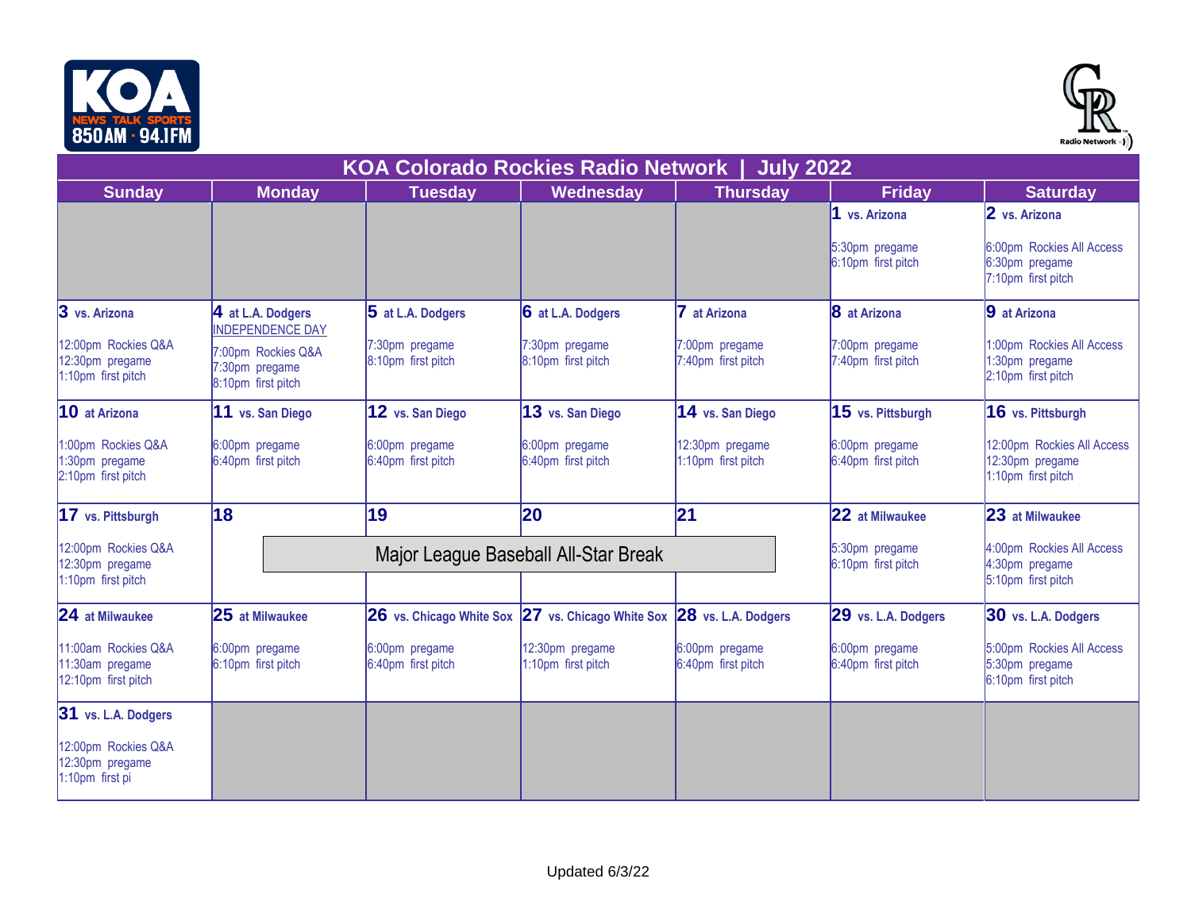# KOA Colorado Rockies Radio Network | July 2022

| Sunday | Monday | Tuesday | Wednesday | Thursday | Friday | Saturday |
|---|---|---|---|---|---|---|
| | | | | | **1** vs. Arizona<br><br>5:30pm pregame<br>6:10pm first pitch | **2** vs. Arizona<br><br>6:00pm Rockies All Access<br>6:30pm pregame<br>7:10pm first pitch |
| **3** vs. Arizona<br><br>12:00pm Rockies Q&A<br>12:30pm pregame<br>1:10pm first pitch | **4** at L.A. Dodgers<br>INDEPENDENCE DAY<br>7:00pm Rockies Q&A<br>7:30pm pregame<br>8:10pm first pitch | **5** at L.A. Dodgers<br><br>7:30pm pregame<br>8:10pm first pitch | **6** at L.A. Dodgers<br><br>7:30pm pregame<br>8:10pm first pitch | **7** at Arizona<br><br>7:00pm pregame<br>7:40pm first pitch | **8** at Arizona<br><br>7:00pm pregame<br>7:40pm first pitch | **9** at Arizona<br><br>1:00pm Rockies All Access<br>1:30pm pregame<br>2:10pm first pitch |
| **10** at Arizona<br><br>1:00pm Rockies Q&A<br>1:30pm pregame<br>2:10pm first pitch | **11** vs. San Diego<br><br>6:00pm pregame<br>6:40pm first pitch | **12** vs. San Diego<br><br>6:00pm pregame<br>6:40pm first pitch | **13** vs. San Diego<br><br>6:00pm pregame<br>6:40pm first pitch | **14** vs. San Diego<br><br>12:30pm pregame<br>1:10pm first pitch | **15** vs. Pittsburgh<br><br>6:00pm pregame<br>6:40pm first pitch | **16** vs. Pittsburgh<br><br>12:00pm Rockies All Access<br>12:30pm pregame<br>1:10pm first pitch |
| **17** vs. Pittsburgh<br><br>12:00pm Rockies Q&A<br>12:30pm pregame<br>1:10pm first pitch | **18**<br><br>Major League Baseball All-Star Break | **19** | **20** | **21** | **22** at Milwaukee<br><br>5:30pm pregame<br>6:10pm first pitch | **23** at Milwaukee<br><br>4:00pm Rockies All Access<br>4:30pm pregame<br>5:10pm first pitch |
| **24** at Milwaukee<br><br>11:00am Rockies Q&A<br>11:30am pregame<br>12:10pm first pitch | **25** at Milwaukee<br><br>6:00pm pregame<br>6:10pm first pitch | **26** vs. Chicago White Sox<br><br>6:00pm pregame<br>6:40pm first pitch | **27** vs. Chicago White Sox<br><br>12:30pm pregame<br>1:10pm first pitch | **28** vs. L.A. Dodgers<br><br>6:00pm pregame<br>6:40pm first pitch | **29** vs. L.A. Dodgers<br><br>6:00pm pregame<br>6:40pm first pitch | **30** vs. L.A. Dodgers<br><br>5:00pm Rockies All Access<br>5:30pm pregame<br>6:10pm first pitch |
| **31** vs. L.A. Dodgers<br><br>12:00pm Rockies Q&A<br>12:30pm pregame<br>1:10pm first pi | | | | | | |

Updated 6/3/22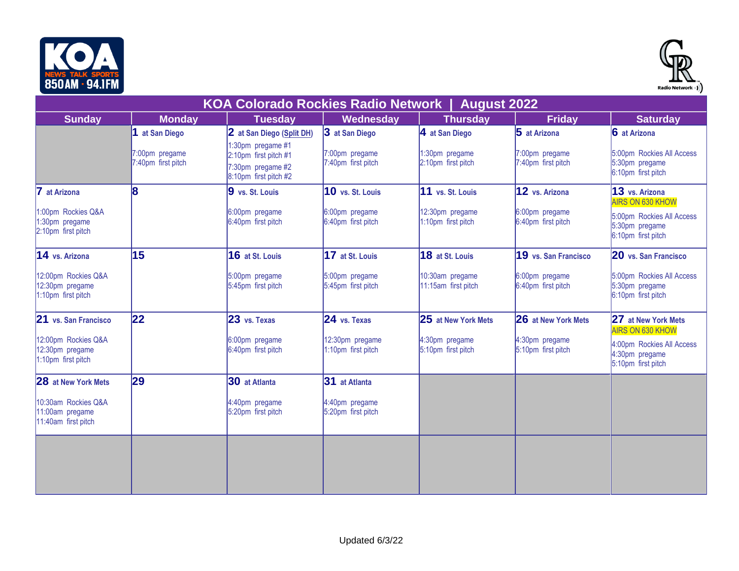# KOA Colorado Rockies Radio Network | August 2022

| Sunday | Monday | Tuesday | Wednesday | Thursday | Friday | Saturday |
|---|---|---|---|---|---|---|
| | **1** at San Diego<br><br>7:00pm pregame<br>7:40pm first pitch | **2** at San Diego (Split DH)<br><br>1:30pm pregame #1<br>2:10pm first pitch #1<br>7:30pm pregame #2<br>8:10pm first pitch #2 | **3** at San Diego<br><br>7:00pm pregame<br>7:40pm first pitch | **4** at San Diego<br><br>1:30pm pregame<br>2:10pm first pitch | **5** at Arizona<br><br>7:00pm pregame<br>7:40pm first pitch | **6** at Arizona<br><br>5:00pm Rockies All Access<br>5:30pm pregame<br>6:10pm first pitch |
| **7** at Arizona<br><br>1:00pm Rockies Q&A<br>1:30pm pregame<br>2:10pm first pitch | **8** | **9** vs. St. Louis<br><br>6:00pm pregame<br>6:40pm first pitch | **10** vs. St. Louis<br><br>6:00pm pregame<br>6:40pm first pitch | **11** vs. St. Louis<br><br>12:30pm pregame<br>1:10pm first pitch | **12** vs. Arizona<br><br>6:00pm pregame<br>6:40pm first pitch | **13** vs. Arizona<br>AIRS ON 630 KHOW<br><br>5:00pm Rockies All Access<br>5:30pm pregame<br>6:10pm first pitch |
| **14** vs. Arizona<br><br>12:00pm Rockies Q&A<br>12:30pm pregame<br>1:10pm first pitch | **15** | **16** at St. Louis<br><br>5:00pm pregame<br>5:45pm first pitch | **17** at St. Louis<br><br>5:00pm pregame<br>5:45pm first pitch | **18** at St. Louis<br><br>10:30am pregame<br>11:15am first pitch | **19** vs. San Francisco<br><br>6:00pm pregame<br>6:40pm first pitch | **20** vs. San Francisco<br><br>5:00pm Rockies All Access<br>5:30pm pregame<br>6:10pm first pitch |
| **21** vs. San Francisco<br><br>12:00pm Rockies Q&A<br>12:30pm pregame<br>1:10pm first pitch | **22** | **23** vs. Texas<br><br>6:00pm pregame<br>6:40pm first pitch | **24** vs. Texas<br><br>12:30pm pregame<br>1:10pm first pitch | **25** at New York Mets<br><br>4:30pm pregame<br>5:10pm first pitch | **26** at New York Mets<br><br>4:30pm pregame<br>5:10pm first pitch | **27** at New York Mets<br>AIRS ON 630 KHOW<br><br>4:00pm Rockies All Access<br>4:30pm pregame<br>5:10pm first pitch |
| **28** at New York Mets<br><br>10:30am Rockies Q&A<br>11:00am pregame<br>11:40am first pitch | **29** | **30** at Atlanta<br><br>4:40pm pregame<br>5:20pm first pitch | **31** at Atlanta<br><br>4:40pm pregame<br>5:20pm first pitch | | | |

Updated 6/3/22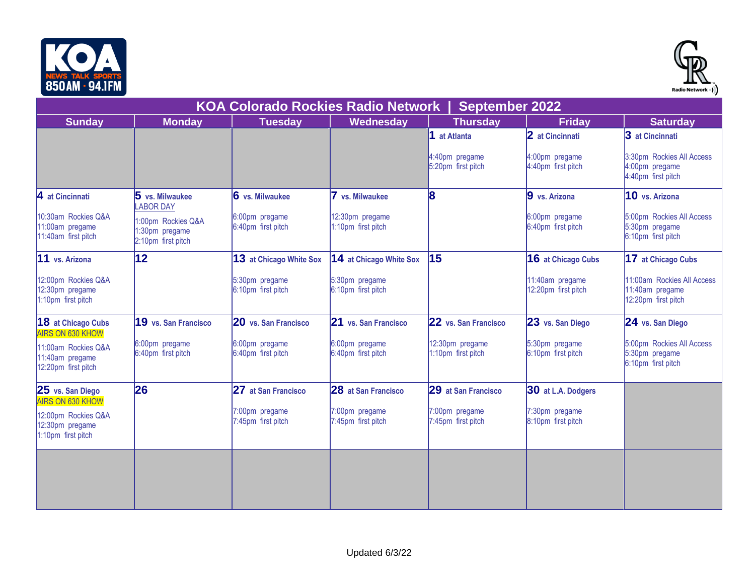# KOA Colorado Rockies Radio Network | September 2022

| Sunday | Monday | Tuesday | Wednesday | Thursday | Friday | Saturday |
|---|---|---|---|---|---|---|
| | | | | **1** at Atlanta<br><br>4:40pm pregame<br>5:20pm first pitch | **2** at Cincinnati<br><br>4:00pm pregame<br>4:40pm first pitch | **3** at Cincinnati<br><br>3:30pm Rockies All Access<br>4:00pm pregame<br>4:40pm first pitch |
| **4** at Cincinnati<br><br>10:30am Rockies Q&A<br>11:00am pregame<br>11:40am first pitch | **5** vs. Milwaukee<br>LABOR DAY<br><br>1:00pm Rockies Q&A<br>1:30pm pregame<br>2:10pm first pitch | **6** vs. Milwaukee<br><br>6:00pm pregame<br>6:40pm first pitch | **7** vs. Milwaukee<br><br>12:30pm pregame<br>1:10pm first pitch | **8** | **9** vs. Arizona<br><br>6:00pm pregame<br>6:40pm first pitch | **10** vs. Arizona<br><br>5:00pm Rockies All Access<br>5:30pm pregame<br>6:10pm first pitch |
| **11** vs. Arizona<br><br>12:00pm Rockies Q&A<br>12:30pm pregame<br>1:10pm first pitch | **12** | **13** at Chicago White Sox<br><br>5:30pm pregame<br>6:10pm first pitch | **14** at Chicago White Sox<br><br>5:30pm pregame<br>6:10pm first pitch | **15** | **16** at Chicago Cubs<br><br>11:40am pregame<br>12:20pm first pitch | **17** at Chicago Cubs<br><br>11:00am Rockies All Access<br>11:40am pregame<br>12:20pm first pitch |
| **18** at Chicago Cubs<br>AIRS ON 630 KHOW<br><br>11:00am Rockies Q&A<br>11:40am pregame<br>12:20pm first pitch | **19** vs. San Francisco<br><br>6:00pm pregame<br>6:40pm first pitch | **20** vs. San Francisco<br><br>6:00pm pregame<br>6:40pm first pitch | **21** vs. San Francisco<br><br>6:00pm pregame<br>6:40pm first pitch | **22** vs. San Francisco<br><br>12:30pm pregame<br>1:10pm first pitch | **23** vs. San Diego<br><br>5:30pm pregame<br>6:10pm first pitch | **24** vs. San Diego<br><br>5:00pm Rockies All Access<br>5:30pm pregame<br>6:10pm first pitch |
| **25** vs. San Diego<br>AIRS ON 630 KHOW<br><br>12:00pm Rockies Q&A<br>12:30pm pregame<br>1:10pm first pitch | **26** | **27** at San Francisco<br><br>7:00pm pregame<br>7:45pm first pitch | **28** at San Francisco<br><br>7:00pm pregame<br>7:45pm first pitch | **29** at San Francisco<br><br>7:00pm pregame<br>7:45pm first pitch | **30** at L.A. Dodgers<br><br>7:30pm pregame<br>8:10pm first pitch | |
| | | | | | | |

Updated 6/3/22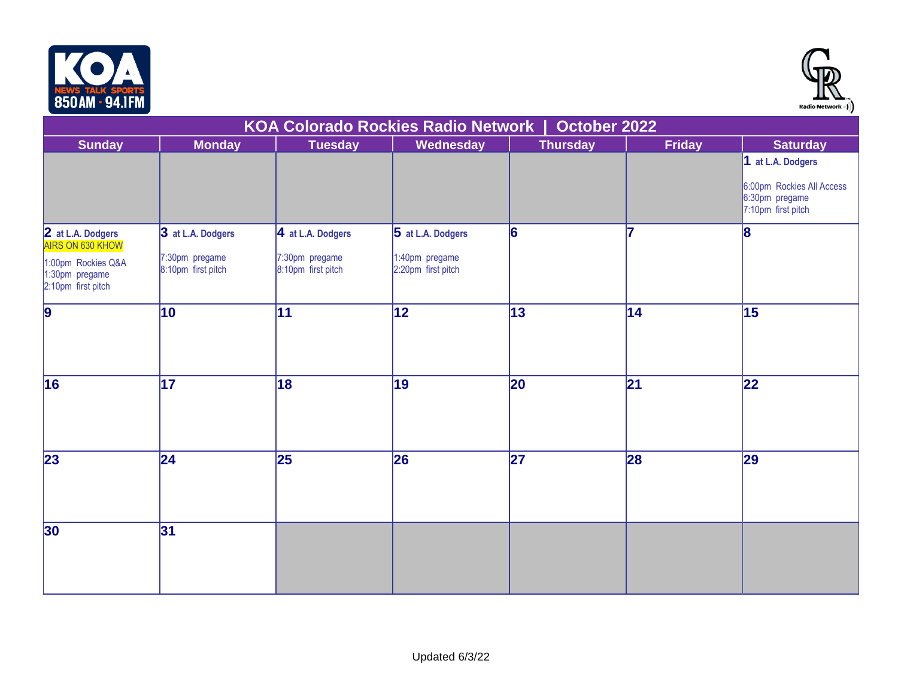# KOA Colorado Rockies Radio Network | October 2022

| Sunday | Monday | Tuesday | Wednesday | Thursday | Friday | Saturday |
| --- | --- | --- | --- | --- | --- | --- |
| | | | | | | **1** at L.A. Dodgers<br><br>6:00pm Rockies All Access<br>6:30pm pregame<br>7:10pm first pitch |
| **2** at L.A. Dodgers<br>AIRS ON 630 KHOW<br><br>1:00pm Rockies Q&A<br>1:30pm pregame<br>2:10pm first pitch | **3** at L.A. Dodgers<br><br>7:30pm pregame<br>8:10pm first pitch | **4** at L.A. Dodgers<br><br>7:30pm pregame<br>8:10pm first pitch | **5** at L.A. Dodgers<br><br>1:40pm pregame<br>2:20pm first pitch | **6** | **7** | **8** |
| **9** | **10** | **11** | **12** | **13** | **14** | **15** |
| **16** | **17** | **18** | **19** | **20** | **21** | **22** |
| **23** | **24** | **25** | **26** | **27** | **28** | **29** |
| **30** | **31** | | | | | |

Updated 6/3/22